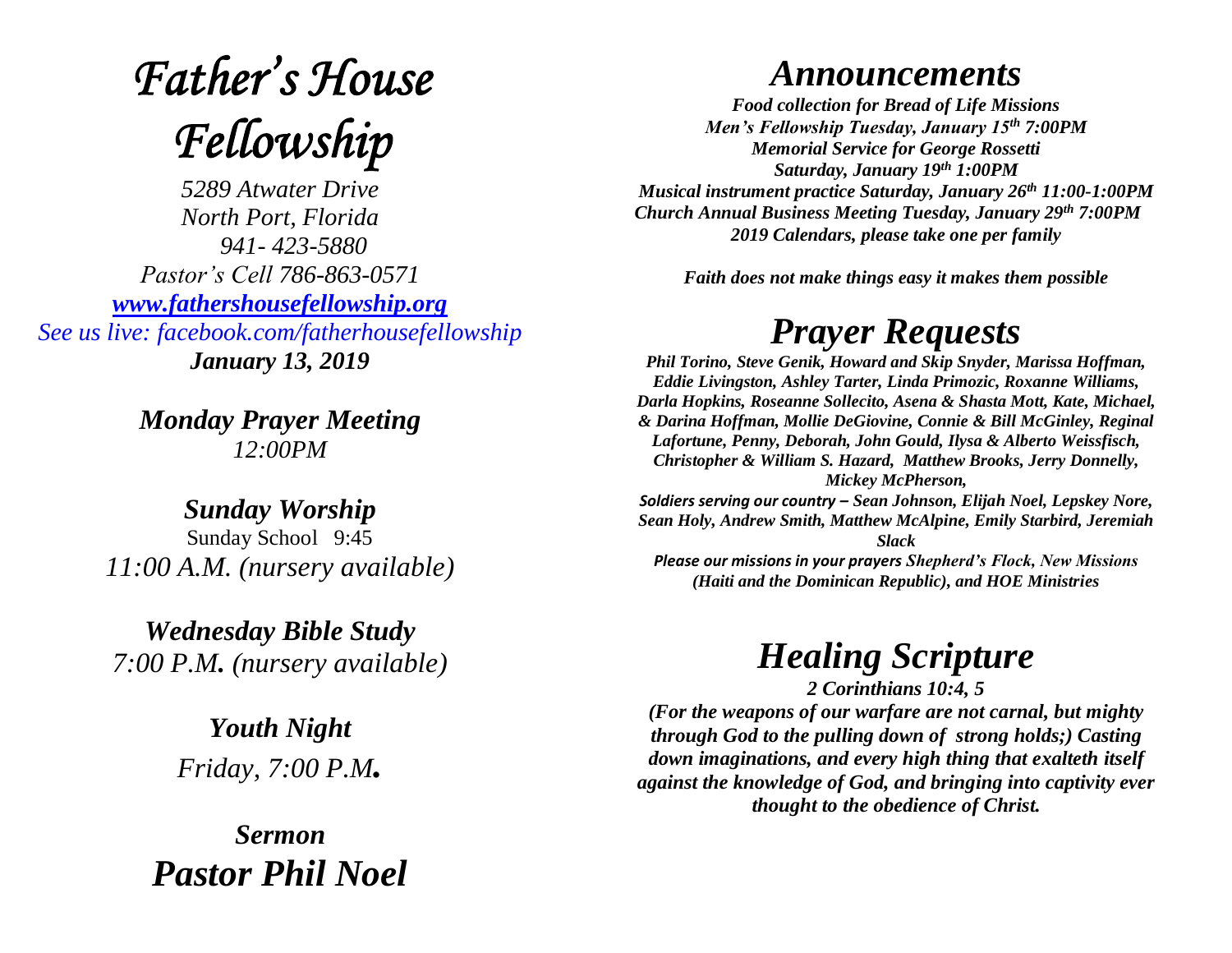# *Father's House Fellowship*

*5289 Atwater Drive*
*North Port, Florida*
*941- 423-5880*
*Pastor's Cell 786-863-0571*
*www.fathershousefellowship.org*
*See us live: facebook.com/fatherhousefellowship*
***January 13, 2019***

***Monday Prayer Meeting***
*12:00PM*

***Sunday Worship***
Sunday School 9:45
*11:00 A.M. (nursery available)*

***Wednesday Bible Study***
*7:00 P.M. (nursery available)*

***Youth Night***
*Friday, 7:00 P.M.*

***Sermon***
***Pastor Phil Noel***

# *Announcements*

***Food collection for Bread of Life Missions***
***Men's Fellowship Tuesday, January 15th 7:00PM***
***Memorial Service for George Rossetti***
***Saturday, January 19th 1:00PM***
***Musical instrument practice Saturday, January 26th 11:00-1:00PM***
***Church Annual Business Meeting Tuesday, January 29th 7:00PM***
***2019 Calendars, please take one per family***

***Faith does not make things easy it makes them possible***

# *Prayer Requests*

***Phil Torino, Steve Genik, Howard and Skip Snyder, Marissa Hoffman, Eddie Livingston, Ashley Tarter, Linda Primozic, Roxanne Williams, Darla Hopkins, Roseanne Sollecito, Asena & Shasta Mott, Kate, Michael, & Darina Hoffman, Mollie DeGiovine, Connie & Bill McGinley, Reginal Lafortune, Penny, Deborah, John Gould, Ilysa & Alberto Weissfisch, Christopher & William S. Hazard, Matthew Brooks, Jerry Donnelly, Mickey McPherson,***

***Soldiers serving our country – Sean Johnson, Elijah Noel, Lepskey Nore, Sean Holy, Andrew Smith, Matthew McAlpine, Emily Starbird, Jeremiah Slack***

***Please our missions in your prayers Shepherd's Flock, New Missions (Haiti and the Dominican Republic), and HOE Ministries***

# *Healing Scripture*

***2 Corinthians 10:4, 5***

***(For the weapons of our warfare are not carnal, but mighty through God to the pulling down of strong holds;) Casting down imaginations, and every high thing that exalteth itself against the knowledge of God, and bringing into captivity ever thought to the obedience of Christ.***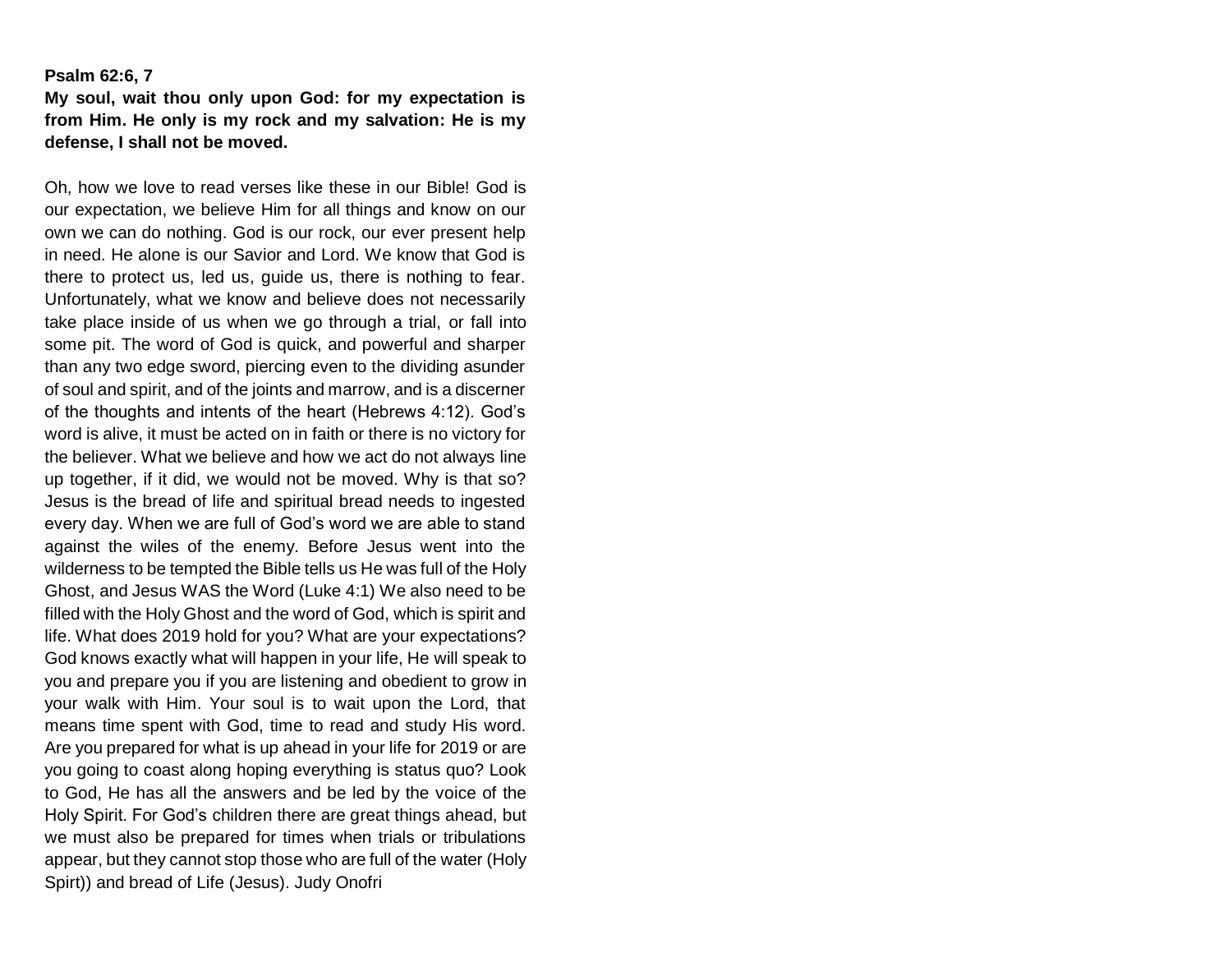**Psalm 62:6, 7**

**My soul, wait thou only upon God: for my expectation is from Him. He only is my rock and my salvation: He is my defense, I shall not be moved.**

Oh, how we love to read verses like these in our Bible! God is our expectation, we believe Him for all things and know on our own we can do nothing. God is our rock, our ever present help in need. He alone is our Savior and Lord. We know that God is there to protect us, led us, guide us, there is nothing to fear. Unfortunately, what we know and believe does not necessarily take place inside of us when we go through a trial, or fall into some pit. The word of God is quick, and powerful and sharper than any two edge sword, piercing even to the dividing asunder of soul and spirit, and of the joints and marrow, and is a discerner of the thoughts and intents of the heart (Hebrews 4:12). God's word is alive, it must be acted on in faith or there is no victory for the believer. What we believe and how we act do not always line up together, if it did, we would not be moved. Why is that so? Jesus is the bread of life and spiritual bread needs to ingested every day. When we are full of God's word we are able to stand against the wiles of the enemy. Before Jesus went into the wilderness to be tempted the Bible tells us He was full of the Holy Ghost, and Jesus WAS the Word (Luke 4:1) We also need to be filled with the Holy Ghost and the word of God, which is spirit and life. What does 2019 hold for you? What are your expectations? God knows exactly what will happen in your life, He will speak to you and prepare you if you are listening and obedient to grow in your walk with Him. Your soul is to wait upon the Lord, that means time spent with God, time to read and study His word. Are you prepared for what is up ahead in your life for 2019 or are you going to coast along hoping everything is status quo? Look to God, He has all the answers and be led by the voice of the Holy Spirit. For God's children there are great things ahead, but we must also be prepared for times when trials or tribulations appear, but they cannot stop those who are full of the water (Holy Spirt)) and bread of Life (Jesus). Judy Onofri